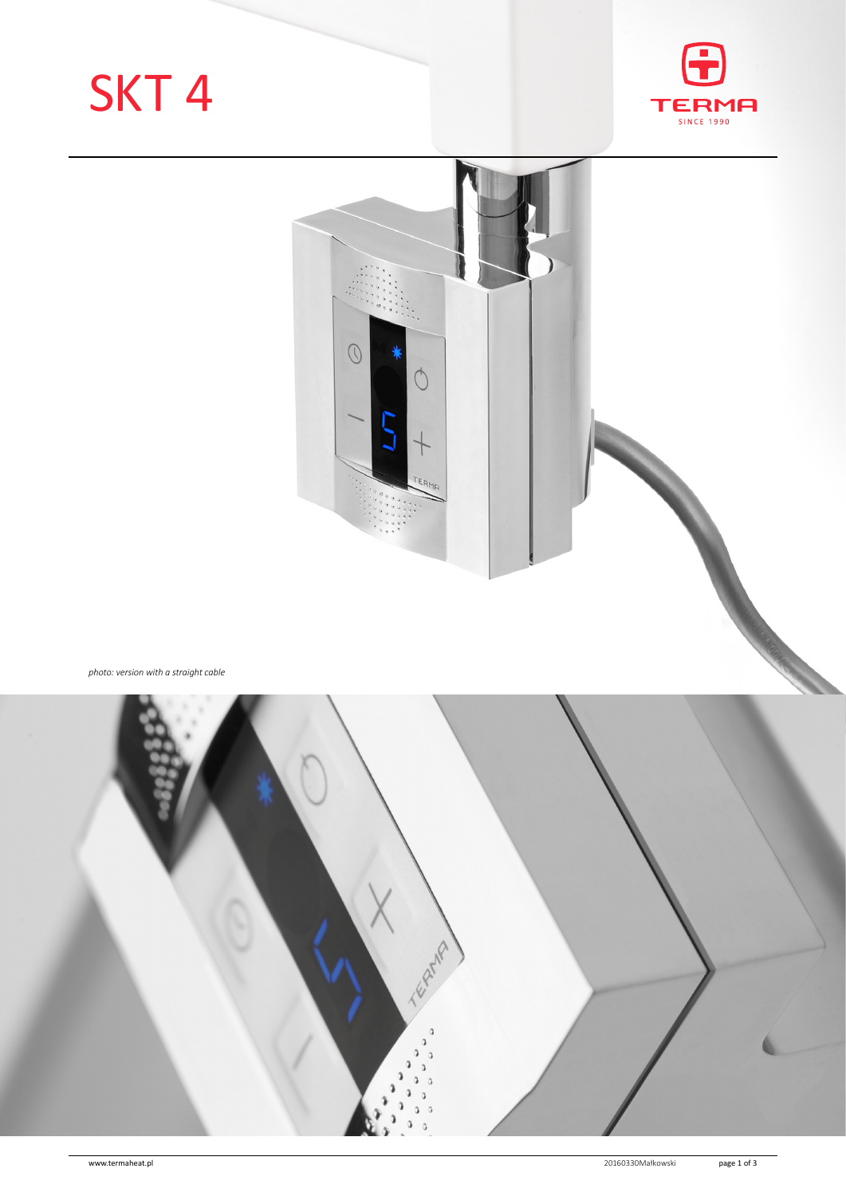# SKT 4

*photo: version with a straight cable*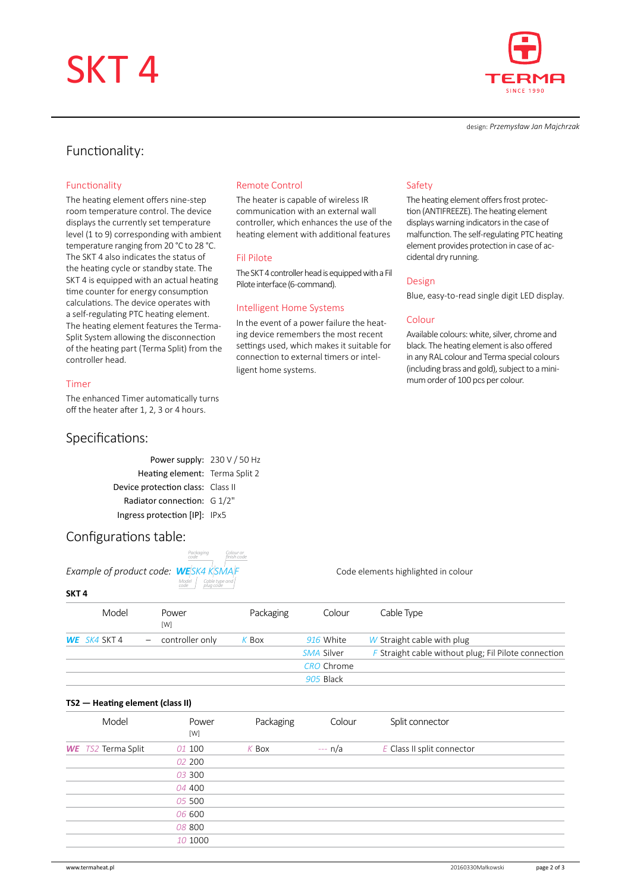# SKT 4

design: *Przemysław Jan Majchrzak*

## Functionality:

### Functionality

The heating element offers nine-step room temperature control. The device displays the currently set temperature level (1 to 9) corresponding with ambient temperature ranging from 20 °C to 28 °C. The SKT 4 also indicates the status of the heating cycle or standby state. The SKT 4 is equipped with an actual heating time counter for energy consumption calculations. The device operates with a self-regulating PTC heating element. The heating element features the Terma-Split System allowing the disconnection of the heating part (Terma Split) from the controller head.

### Timer

The enhanced Timer automatically turns off the heater after 1, 2, 3 or 4 hours.

### Remote Control

The heater is capable of wireless IR communication with an external wall controller, which enhances the use of the heating element with additional features

### Fil Pilote

The SKT 4 controller head is equipped with a Fil Pilote interface (6-command).

### Intelligent Home Systems

In the event of a power failure the heating device remembers the most recent settings used, which makes it suitable for connection to external timers or intelligent home systems.

### Safety

The heating element offers frost protection (ANTIFREEZE). The heating element displays warning indicators in the case of malfunction. The self-regulating PTC heating element provides protection in case of accidental dry running.

### Design

Blue, easy-to-read single digit LED display.

### Colour

Available colours: white, silver, chrome and black. The heating element is also offered in any RAL colour and Terma special colours (including brass and gold), subject to a minimum order of 100 pcs per colour.

## Specifications:

| | |
|---|---|
| Power supply: | 230 V / 50 Hz |
| Heating element: | Terma Split 2 |
| Device protection class: | Class II |
| Radiator connection: | G 1/2" |
| Ingress protection [IP]: | IPx5 |

## Configurations table:

*Example of product code:* **WE** SK4 K SMA F (Packaging code, Model code, Colour or finish code, Cable type and plug code)

Code elements highlighted in colour

**SKT 4**

| Model | Power [W] | Packaging | Colour | Cable Type |
|---|---|---|---|---|
| **WE** SK4 SKT 4 | – controller only | K Box | 916 White | W Straight cable with plug |
| | | | SMA Silver | F Straight cable without plug; Fil Pilote connection |
| | | | CRO Chrome | |
| | | | 905 Black | |

**TS2 — Heating element (class II)**

| Model | Power [W] | Packaging | Colour | Split connector |
|---|---|---|---|---|
| **WE** TS2 Terma Split | 01 100 | K Box | --- n/a | E Class II split connector |
| | 02 200 | | | |
| | 03 300 | | | |
| | 04 400 | | | |
| | 05 500 | | | |
| | 06 600 | | | |
| | 08 800 | | | |
| | 10 1000 | | | |

www.termaheat.pl 20160330Małkowski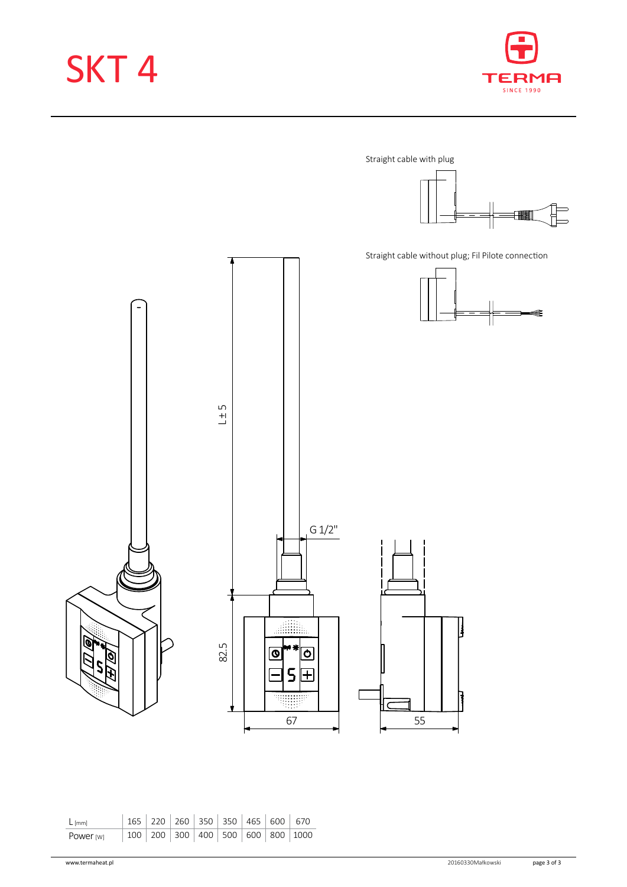# SKT 4

Straight cable with plug

Straight cable without plug; Fil Pilote connection

L ± 5

G 1/2"

82.5

67

55

| L [mm] | 165 | 220 | 260 | 350 | 350 | 465 | 600 | 670 |
|---|---|---|---|---|---|---|---|---|
| Power [W] | 100 | 200 | 300 | 400 | 500 | 600 | 800 | 1000 |

www.termaheat.pl

20160330Małkowski